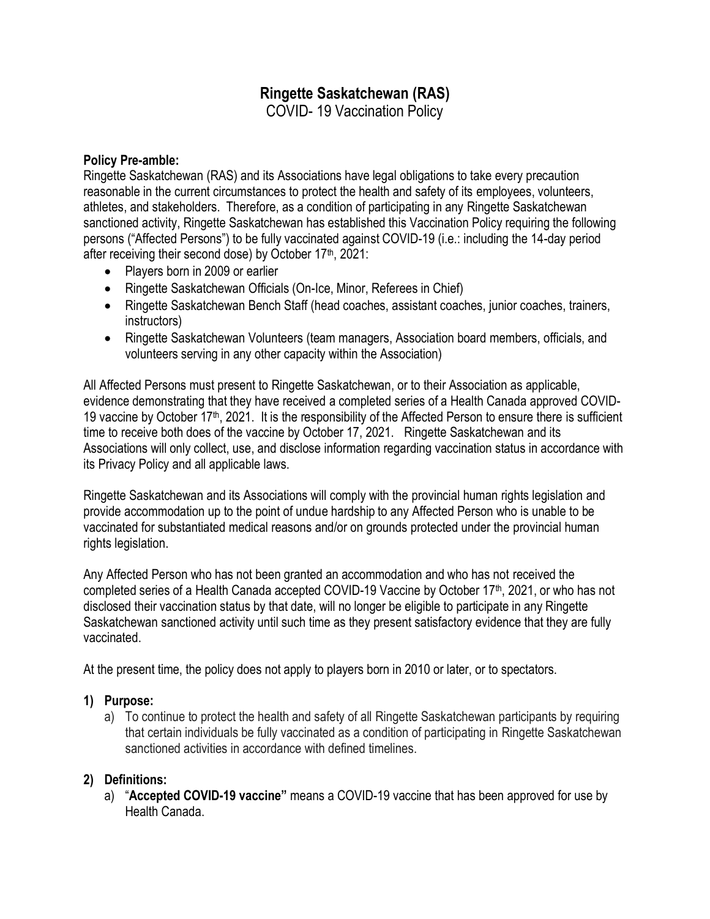# Ringette Saskatchewan (RAS)

COVID- 19 Vaccination Policy

**Policy Pre-amble:**

Ringette Saskatchewan (RAS) and its Associations have legal obligations to take every precaution reasonable in the current circumstances to protect the health and safety of its employees, volunteers, athletes, and stakeholders. Therefore, as a condition of participating in any Ringette Saskatchewan sanctioned activity, Ringette Saskatchewan has established this Vaccination Policy requiring the following persons ("Affected Persons") to be fully vaccinated against COVID-19 (i.e.: including the 14-day period after receiving their second dose) by October 17th, 2021:

- Players born in 2009 or earlier
- Ringette Saskatchewan Officials (On-Ice, Minor, Referees in Chief)
- Ringette Saskatchewan Bench Staff (head coaches, assistant coaches, junior coaches, trainers, instructors)
- Ringette Saskatchewan Volunteers (team managers, Association board members, officials, and volunteers serving in any other capacity within the Association)

All Affected Persons must present to Ringette Saskatchewan, or to their Association as applicable, evidence demonstrating that they have received a completed series of a Health Canada approved COVID-19 vaccine by October 17th, 2021. It is the responsibility of the Affected Person to ensure there is sufficient time to receive both does of the vaccine by October 17, 2021. Ringette Saskatchewan and its Associations will only collect, use, and disclose information regarding vaccination status in accordance with its Privacy Policy and all applicable laws.

Ringette Saskatchewan and its Associations will comply with the provincial human rights legislation and provide accommodation up to the point of undue hardship to any Affected Person who is unable to be vaccinated for substantiated medical reasons and/or on grounds protected under the provincial human rights legislation.

Any Affected Person who has not been granted an accommodation and who has not received the completed series of a Health Canada accepted COVID-19 Vaccine by October 17th, 2021, or who has not disclosed their vaccination status by that date, will no longer be eligible to participate in any Ringette Saskatchewan sanctioned activity until such time as they present satisfactory evidence that they are fully vaccinated.

At the present time, the policy does not apply to players born in 2010 or later, or to spectators.

## 1) Purpose:

a) To continue to protect the health and safety of all Ringette Saskatchewan participants by requiring that certain individuals be fully vaccinated as a condition of participating in Ringette Saskatchewan sanctioned activities in accordance with defined timelines.

## 2) Definitions:

a) "**Accepted COVID-19 vaccine"** means a COVID-19 vaccine that has been approved for use by Health Canada.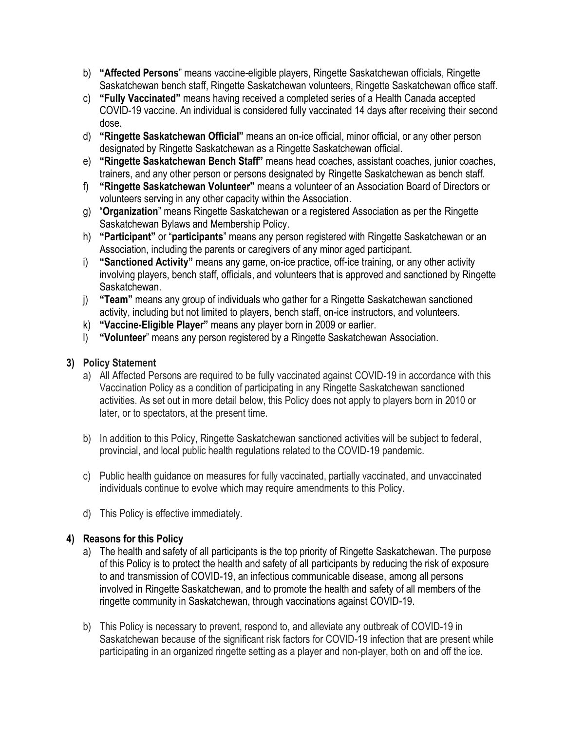b) **"Affected Persons**" means vaccine-eligible players, Ringette Saskatchewan officials, Ringette Saskatchewan bench staff, Ringette Saskatchewan volunteers, Ringette Saskatchewan office staff.

c) **"Fully Vaccinated"** means having received a completed series of a Health Canada accepted COVID-19 vaccine. An individual is considered fully vaccinated 14 days after receiving their second dose.

d) **"Ringette Saskatchewan Official"** means an on-ice official, minor official, or any other person designated by Ringette Saskatchewan as a Ringette Saskatchewan official.

e) **"Ringette Saskatchewan Bench Staff"** means head coaches, assistant coaches, junior coaches, trainers, and any other person or persons designated by Ringette Saskatchewan as bench staff.

f) **"Ringette Saskatchewan Volunteer"** means a volunteer of an Association Board of Directors or volunteers serving in any other capacity within the Association.

g) "**Organization**" means Ringette Saskatchewan or a registered Association as per the Ringette Saskatchewan Bylaws and Membership Policy.

h) **"Participant"** or "**participants**" means any person registered with Ringette Saskatchewan or an Association, including the parents or caregivers of any minor aged participant.

i) **"Sanctioned Activity"** means any game, on-ice practice, off-ice training, or any other activity involving players, bench staff, officials, and volunteers that is approved and sanctioned by Ringette Saskatchewan.

j) **"Team"** means any group of individuals who gather for a Ringette Saskatchewan sanctioned activity, including but not limited to players, bench staff, on-ice instructors, and volunteers.

k) **"Vaccine-Eligible Player"** means any player born in 2009 or earlier.

l) **"Volunteer**" means any person registered by a Ringette Saskatchewan Association.

## 3) Policy Statement

a) All Affected Persons are required to be fully vaccinated against COVID-19 in accordance with this Vaccination Policy as a condition of participating in any Ringette Saskatchewan sanctioned activities. As set out in more detail below, this Policy does not apply to players born in 2010 or later, or to spectators, at the present time.

b) In addition to this Policy, Ringette Saskatchewan sanctioned activities will be subject to federal, provincial, and local public health regulations related to the COVID-19 pandemic.

c) Public health guidance on measures for fully vaccinated, partially vaccinated, and unvaccinated individuals continue to evolve which may require amendments to this Policy.

d) This Policy is effective immediately.

## 4) Reasons for this Policy

a) The health and safety of all participants is the top priority of Ringette Saskatchewan. The purpose of this Policy is to protect the health and safety of all participants by reducing the risk of exposure to and transmission of COVID-19, an infectious communicable disease, among all persons involved in Ringette Saskatchewan, and to promote the health and safety of all members of the ringette community in Saskatchewan, through vaccinations against COVID-19.

b) This Policy is necessary to prevent, respond to, and alleviate any outbreak of COVID-19 in Saskatchewan because of the significant risk factors for COVID-19 infection that are present while participating in an organized ringette setting as a player and non-player, both on and off the ice.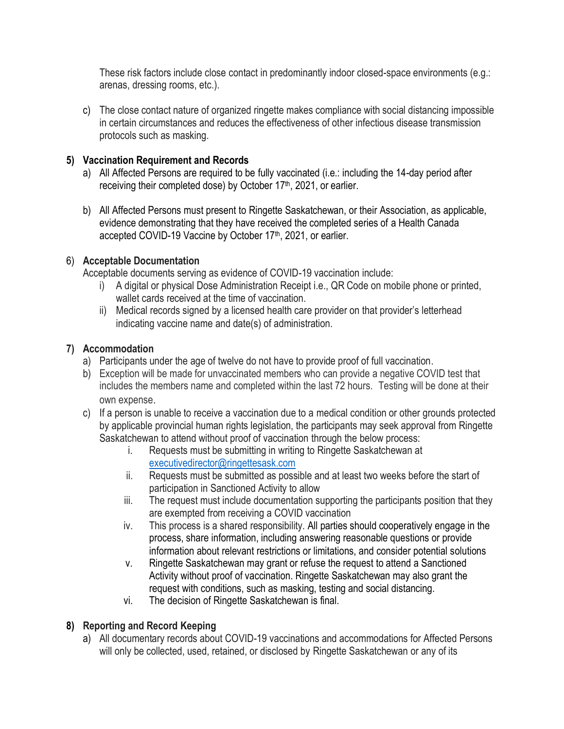These risk factors include close contact in predominantly indoor closed-space environments (e.g.: arenas, dressing rooms, etc.).

c) The close contact nature of organized ringette makes compliance with social distancing impossible in certain circumstances and reduces the effectiveness of other infectious disease transmission protocols such as masking.

**5) Vaccination Requirement and Records**

a) All Affected Persons are required to be fully vaccinated (i.e.: including the 14-day period after receiving their completed dose) by October 17th, 2021, or earlier.

b) All Affected Persons must present to Ringette Saskatchewan, or their Association, as applicable, evidence demonstrating that they have received the completed series of a Health Canada accepted COVID-19 Vaccine by October 17th, 2021, or earlier.

6) **Acceptable Documentation**

Acceptable documents serving as evidence of COVID-19 vaccination include:

i) A digital or physical Dose Administration Receipt i.e., QR Code on mobile phone or printed, wallet cards received at the time of vaccination.
ii) Medical records signed by a licensed health care provider on that provider's letterhead indicating vaccine name and date(s) of administration.

**7) Accommodation**

a) Participants under the age of twelve do not have to provide proof of full vaccination.
b) Exception will be made for unvaccinated members who can provide a negative COVID test that includes the members name and completed within the last 72 hours. Testing will be done at their own expense.
c) If a person is unable to receive a vaccination due to a medical condition or other grounds protected by applicable provincial human rights legislation, the participants may seek approval from Ringette Saskatchewan to attend without proof of vaccination through the below process:
   i. Requests must be submitting in writing to Ringette Saskatchewan at [executivedirector@ringettesask.com](mailto:executivedirector@ringettesask.com)
   ii. Requests must be submitted as possible and at least two weeks before the start of participation in Sanctioned Activity to allow
   iii. The request must include documentation supporting the participants position that they are exempted from receiving a COVID vaccination
   iv. This process is a shared responsibility. All parties should cooperatively engage in the process, share information, including answering reasonable questions or provide information about relevant restrictions or limitations, and consider potential solutions
   v. Ringette Saskatchewan may grant or refuse the request to attend a Sanctioned Activity without proof of vaccination. Ringette Saskatchewan may also grant the request with conditions, such as masking, testing and social distancing.
   vi. The decision of Ringette Saskatchewan is final.

**8) Reporting and Record Keeping**

a) All documentary records about COVID-19 vaccinations and accommodations for Affected Persons will only be collected, used, retained, or disclosed by Ringette Saskatchewan or any of its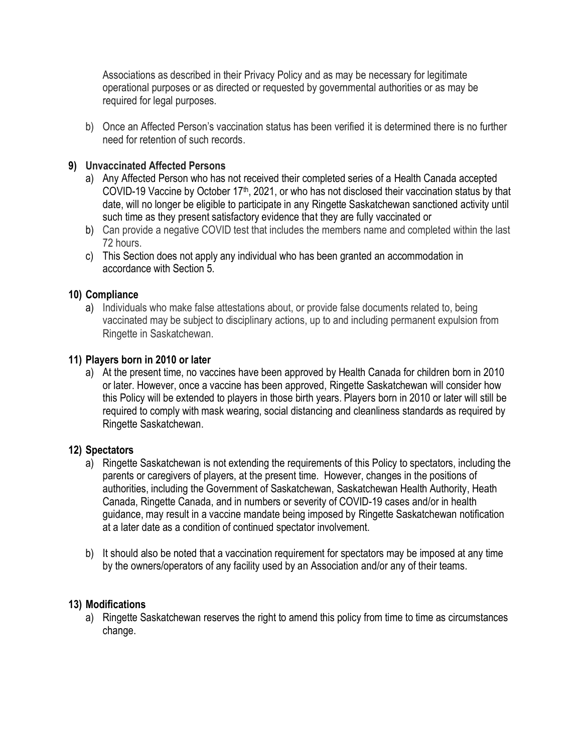Associations as described in their Privacy Policy and as may be necessary for legitimate operational purposes or as directed or requested by governmental authorities or as may be required for legal purposes.

b) Once an Affected Person's vaccination status has been verified it is determined there is no further need for retention of such records.

**9) Unvaccinated Affected Persons**

a) Any Affected Person who has not received their completed series of a Health Canada accepted COVID-19 Vaccine by October 17th, 2021, or who has not disclosed their vaccination status by that date, will no longer be eligible to participate in any Ringette Saskatchewan sanctioned activity until such time as they present satisfactory evidence that they are fully vaccinated or

b) Can provide a negative COVID test that includes the members name and completed within the last 72 hours.

c) This Section does not apply any individual who has been granted an accommodation in accordance with Section 5.

**10) Compliance**

a) Individuals who make false attestations about, or provide false documents related to, being vaccinated may be subject to disciplinary actions, up to and including permanent expulsion from Ringette in Saskatchewan.

**11) Players born in 2010 or later**

a) At the present time, no vaccines have been approved by Health Canada for children born in 2010 or later. However, once a vaccine has been approved, Ringette Saskatchewan will consider how this Policy will be extended to players in those birth years. Players born in 2010 or later will still be required to comply with mask wearing, social distancing and cleanliness standards as required by Ringette Saskatchewan.

**12) Spectators**

a) Ringette Saskatchewan is not extending the requirements of this Policy to spectators, including the parents or caregivers of players, at the present time. However, changes in the positions of authorities, including the Government of Saskatchewan, Saskatchewan Health Authority, Heath Canada, Ringette Canada, and in numbers or severity of COVID-19 cases and/or in health guidance, may result in a vaccine mandate being imposed by Ringette Saskatchewan notification at a later date as a condition of continued spectator involvement.

b) It should also be noted that a vaccination requirement for spectators may be imposed at any time by the owners/operators of any facility used by an Association and/or any of their teams.

**13) Modifications**

a) Ringette Saskatchewan reserves the right to amend this policy from time to time as circumstances change.